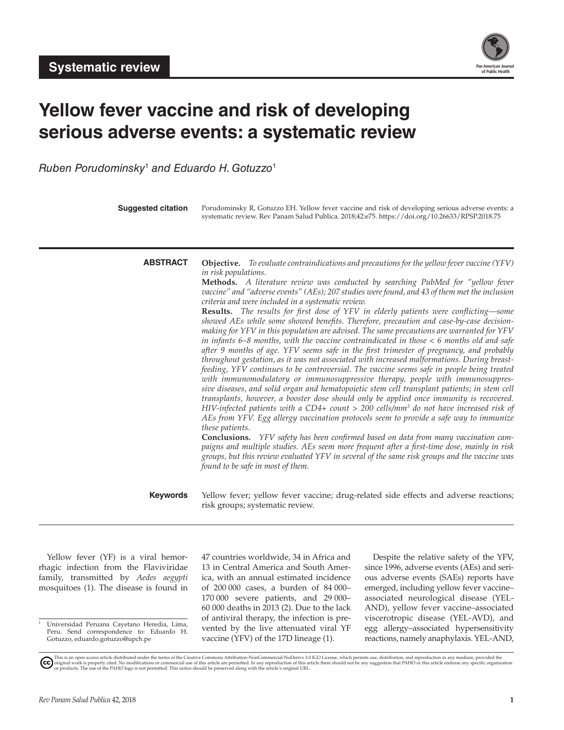**Systematic review**

# Yellow fever vaccine and risk of developing serious adverse events: a systematic review

*Ruben Porudominsky*[1] *and Eduardo H. Gotuzzo*[1]

**Suggested citation** Porudominsky R, Gotuzzo EH. Yellow fever vaccine and risk of developing serious adverse events: a systematic review. Rev Panam Salud Publica. 2018;42:e75. https://doi.org/10.26633/RPSP.2018.75

## ABSTRACT

**Objective.** *To evaluate contraindications and precautions for the yellow fever vaccine (YFV) in risk populations.*

**Methods.** *A literature review was conducted by searching PubMed for "yellow fever vaccine" and "adverse events" (AEs); 207 studies were found, and 43 of them met the inclusion criteria and were included in a systematic review.*

**Results.** *The results for first dose of YFV in elderly patients were conflicting—some showed AEs while some showed benefits. Therefore, precaution and case-by-case decision-making for YFV in this population are advised. The same precautions are warranted for YFV in infants 6–8 months, with the vaccine contraindicated in those < 6 months old and safe after 9 months of age. YFV seems safe in the first trimester of pregnancy, and probably throughout gestation, as it was not associated with increased malformations. During breast-feeding, YFV continues to be controversial. The vaccine seems safe in people being treated with immunomodulatory or immunosuppressive therapy, people with immunosuppressive diseases, and solid organ and hematopoietic stem cell transplant patients; in stem cell transplants, however, a booster dose should only be applied once immunity is recovered. HIV-infected patients with a CD4+ count > 200 cells/mm*$^3$ *do not have increased risk of AEs from YFV. Egg allergy vaccination protocols seem to provide a safe way to immunize these patients.*

**Conclusions.** *YFV safety has been confirmed based on data from many vaccination campaigns and multiple studies. AEs seem more frequent after a first-time dose, mainly in risk groups, but this review evaluated YFV in several of the same risk groups and the vaccine was found to be safe in most of them.*

**Keywords** Yellow fever; yellow fever vaccine; drug-related side effects and adverse reactions; risk groups; systematic review.

Yellow fever (YF) is a viral hemorrhagic infection from the Flaviviridae family, transmitted by *Aedes aegypti* mosquitoes (1). The disease is found in 47 countries worldwide, 34 in Africa and 13 in Central America and South America, with an annual estimated incidence of 200 000 cases, a burden of 84 000–170 000 severe patients, and 29 000–60 000 deaths in 2013 (2). Due to the lack of antiviral therapy, the infection is prevented by the live attenuated viral YF vaccine (YFV) of the 17D lineage (1).

Despite the relative safety of the YFV, since 1996, adverse events (AEs) and serious adverse events (SAEs) reports have emerged, including yellow fever vaccine–associated neurological disease (YEL-AND), yellow fever vaccine–associated viscerotropic disease (YEL-AVD), and egg allergy–associated hypersensitivity reactions, namely anaphylaxis. YEL-AND,

[1] Universidad Peruana Cayetano Heredia, Lima, Peru. Send correspondence to: Eduardo H. Gotuzzo, eduardo.gotuzzo@upch.pe

This is an open access article distributed under the terms of the Creative Commons Attribution-NonCommercial-NoDerivs 3.0 IGO License, which permits use, distribution, and reproduction in any medium, provided the original work is properly cited. No modifications or commercial use of this article are permitted. In any reproduction of this article there should not be any suggestion that PAHO or this article endorse any specific organization or products. The use of the PAHO logo is not permitted. This notice should be preserved along with the article's original URL.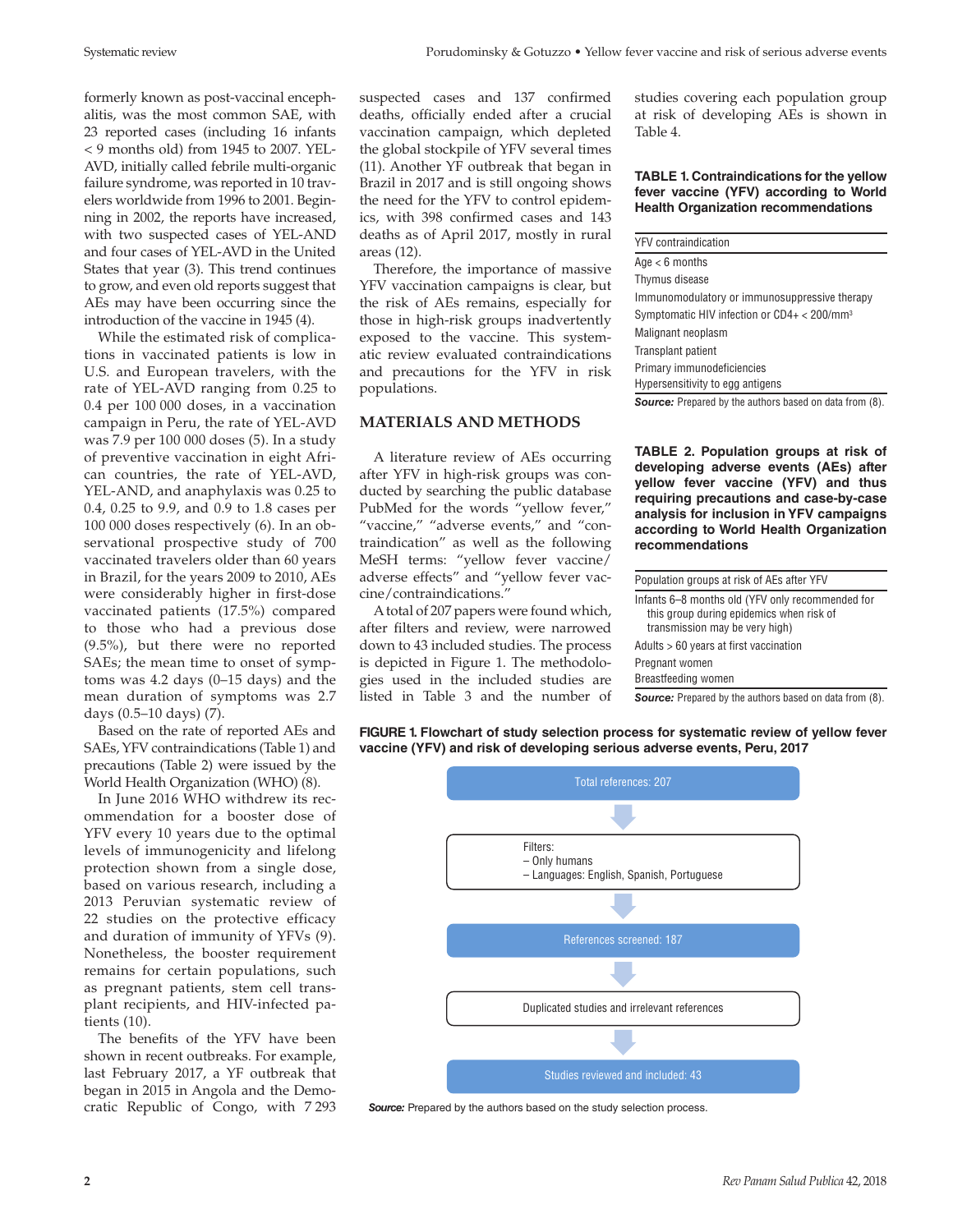formerly known as post-vaccinal encephalitis, was the most common SAE, with 23 reported cases (including 16 infants < 9 months old) from 1945 to 2007. YEL-AVD, initially called febrile multi-organic failure syndrome, was reported in 10 travelers worldwide from 1996 to 2001. Beginning in 2002, the reports have increased, with two suspected cases of YEL-AND and four cases of YEL-AVD in the United States that year (3). This trend continues to grow, and even old reports suggest that AEs may have been occurring since the introduction of the vaccine in 1945 (4).

While the estimated risk of complications in vaccinated patients is low in U.S. and European travelers, with the rate of YEL-AVD ranging from 0.25 to 0.4 per 100 000 doses, in a vaccination campaign in Peru, the rate of YEL-AVD was 7.9 per 100 000 doses (5). In a study of preventive vaccination in eight African countries, the rate of YEL-AVD, YEL-AND, and anaphylaxis was 0.25 to 0.4, 0.25 to 9.9, and 0.9 to 1.8 cases per 100 000 doses respectively (6). In an observational prospective study of 700 vaccinated travelers older than 60 years in Brazil, for the years 2009 to 2010, AEs were considerably higher in first-dose vaccinated patients (17.5%) compared to those who had a previous dose (9.5%), but there were no reported SAEs; the mean time to onset of symptoms was 4.2 days (0–15 days) and the mean duration of symptoms was 2.7 days (0.5–10 days) (7).

Based on the rate of reported AEs and SAEs, YFV contraindications (Table 1) and precautions (Table 2) were issued by the World Health Organization (WHO) (8).

In June 2016 WHO withdrew its recommendation for a booster dose of YFV every 10 years due to the optimal levels of immunogenicity and lifelong protection shown from a single dose, based on various research, including a 2013 Peruvian systematic review of 22 studies on the protective efficacy and duration of immunity of YFVs (9). Nonetheless, the booster requirement remains for certain populations, such as pregnant patients, stem cell transplant recipients, and HIV-infected patients (10).

The benefits of the YFV have been shown in recent outbreaks. For example, last February 2017, a YF outbreak that began in 2015 in Angola and the Democratic Republic of Congo, with 7 293 suspected cases and 137 confirmed deaths, officially ended after a crucial vaccination campaign, which depleted the global stockpile of YFV several times (11). Another YF outbreak that began in Brazil in 2017 and is still ongoing shows the need for the YFV to control epidemics, with 398 confirmed cases and 143 deaths as of April 2017, mostly in rural areas (12).

Therefore, the importance of massive YFV vaccination campaigns is clear, but the risk of AEs remains, especially for those in high-risk groups inadvertently exposed to the vaccine. This systematic review evaluated contraindications and precautions for the YFV in risk populations.

## MATERIALS AND METHODS

A literature review of AEs occurring after YFV in high-risk groups was conducted by searching the public database PubMed for the words "yellow fever," "vaccine," "adverse events," and "contraindication" as well as the following MeSH terms: "yellow fever vaccine/adverse effects" and "yellow fever vaccine/contraindications."

A total of 207 papers were found which, after filters and review, were narrowed down to 43 included studies. The process is depicted in Figure 1. The methodologies used in the included studies are listed in Table 3 and the number of studies covering each population group at risk of developing AEs is shown in Table 4.

**TABLE 1. Contraindications for the yellow fever vaccine (YFV) according to World Health Organization recommendations**

| YFV contraindication |
|---|
| Age < 6 months |
| Thymus disease |
| Immunomodulatory or immunosuppressive therapy |
| Symptomatic HIV infection or CD4+ < 200/mm³ |
| Malignant neoplasm |
| Transplant patient |
| Primary immunodeficiencies |
| Hypersensitivity to egg antigens |

***Source:*** Prepared by the authors based on data from (8).

**TABLE 2. Population groups at risk of developing adverse events (AEs) after yellow fever vaccine (YFV) and thus requiring precautions and case-by-case analysis for inclusion in YFV campaigns according to World Health Organization recommendations**

| Population groups at risk of AEs after YFV |
|---|
| Infants 6–8 months old (YFV only recommended for this group during epidemics when risk of transmission may be very high) |
| Adults > 60 years at first vaccination |
| Pregnant women |
| Breastfeeding women |

***Source:*** Prepared by the authors based on data from (8).

**FIGURE 1. Flowchart of study selection process for systematic review of yellow fever vaccine (YFV) and risk of developing serious adverse events, Peru, 2017**

Total references: 207

↓

Filters:
– Only humans
– Languages: English, Spanish, Portuguese

↓

References screened: 187

↓

Duplicated studies and irrelevant references

↓

Studies reviewed and included: 43

***Source:*** Prepared by the authors based on the study selection process.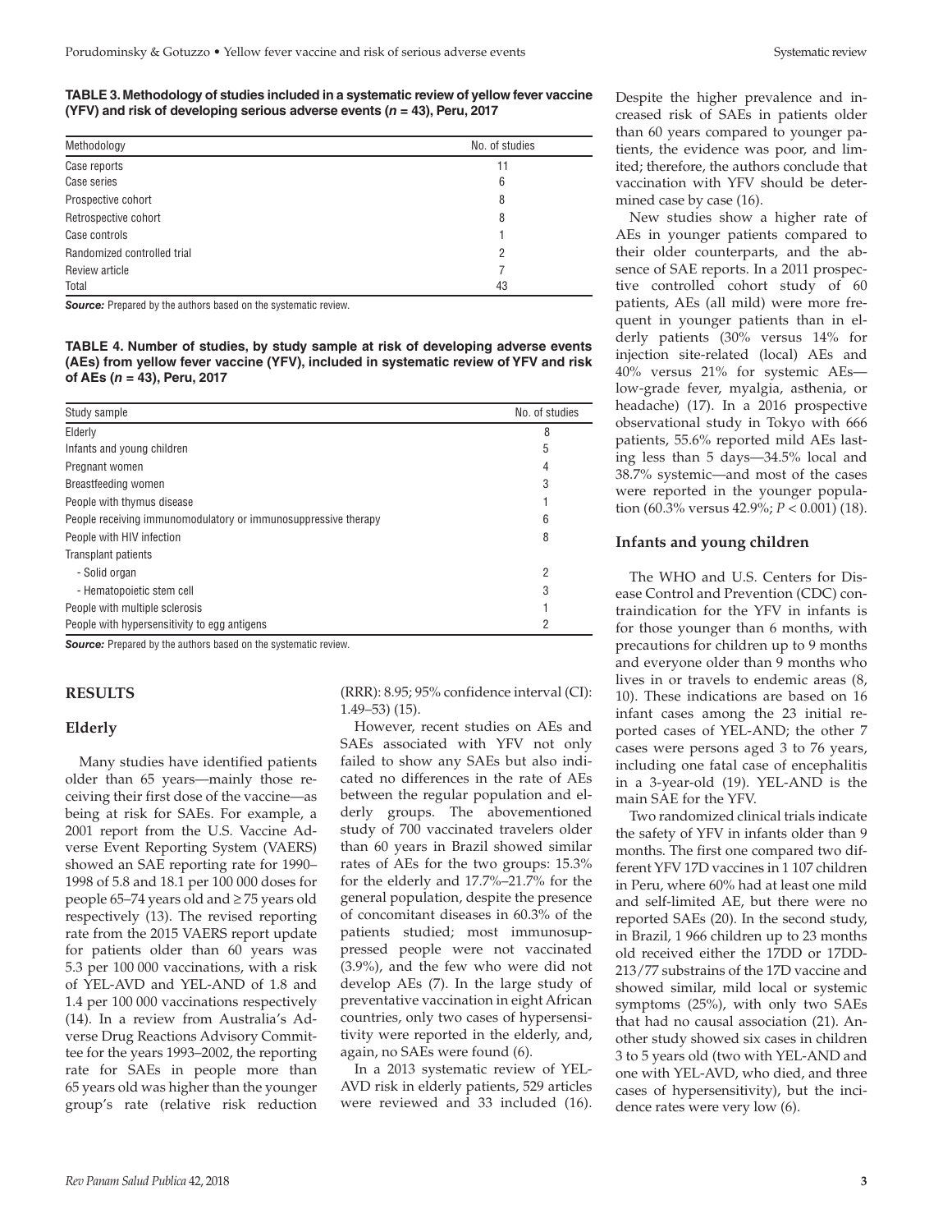**TABLE 3. Methodology of studies included in a systematic review of yellow fever vaccine (YFV) and risk of developing serious adverse events (*n* = 43), Peru, 2017**

| Methodology | No. of studies |
|---|---|
| Case reports | 11 |
| Case series | 6 |
| Prospective cohort | 8 |
| Retrospective cohort | 8 |
| Case controls | 1 |
| Randomized controlled trial | 2 |
| Review article | 7 |
| Total | 43 |

***Source:*** Prepared by the authors based on the systematic review.

**TABLE 4. Number of studies, by study sample at risk of developing adverse events (AEs) from yellow fever vaccine (YFV), included in systematic review of YFV and risk of AEs (*n* = 43), Peru, 2017**

| Study sample | No. of studies |
|---|---|
| Elderly | 8 |
| Infants and young children | 5 |
| Pregnant women | 4 |
| Breastfeeding women | 3 |
| People with thymus disease | 1 |
| People receiving immunomodulatory or immunosuppressive therapy | 6 |
| People with HIV infection | 8 |
| Transplant patients | |
| - Solid organ | 2 |
| - Hematopoietic stem cell | 3 |
| People with multiple sclerosis | 1 |
| People with hypersensitivity to egg antigens | 2 |

***Source:*** Prepared by the authors based on the systematic review.

## RESULTS

### Elderly

Many studies have identified patients older than 65 years—mainly those receiving their first dose of the vaccine—as being at risk for SAEs. For example, a 2001 report from the U.S. Vaccine Adverse Event Reporting System (VAERS) showed an SAE reporting rate for 1990–1998 of 5.8 and 18.1 per 100 000 doses for people 65–74 years old and ≥ 75 years old respectively (13). The revised reporting rate from the 2015 VAERS report update for patients older than 60 years was 5.3 per 100 000 vaccinations, with a risk of YEL-AVD and YEL-AND of 1.8 and 1.4 per 100 000 vaccinations respectively (14). In a review from Australia's Adverse Drug Reactions Advisory Committee for the years 1993–2002, the reporting rate for SAEs in people more than 65 years old was higher than the younger group's rate (relative risk reduction (RRR): 8.95; 95% confidence interval (CI): 1.49–53) (15).

However, recent studies on AEs and SAEs associated with YFV not only failed to show any SAEs but also indicated no differences in the rate of AEs between the regular population and elderly groups. The abovementioned study of 700 vaccinated travelers older than 60 years in Brazil showed similar rates of AEs for the two groups: 15.3% for the elderly and 17.7%–21.7% for the general population, despite the presence of concomitant diseases in 60.3% of the patients studied; most immunosuppressed people were not vaccinated (3.9%), and the few who were did not develop AEs (7). In the large study of preventative vaccination in eight African countries, only two cases of hypersensitivity were reported in the elderly, and, again, no SAEs were found (6).

In a 2013 systematic review of YEL-AVD risk in elderly patients, 529 articles were reviewed and 33 included (16). Despite the higher prevalence and increased risk of SAEs in patients older than 60 years compared to younger patients, the evidence was poor, and limited; therefore, the authors conclude that vaccination with YFV should be determined case by case (16).

New studies show a higher rate of AEs in younger patients compared to their older counterparts, and the absence of SAE reports. In a 2011 prospective controlled cohort study of 60 patients, AEs (all mild) were more frequent in younger patients than in elderly patients (30% versus 14% for injection site-related (local) AEs and 40% versus 21% for systemic AEs—low-grade fever, myalgia, asthenia, or headache) (17). In a 2016 prospective observational study in Tokyo with 666 patients, 55.6% reported mild AEs lasting less than 5 days—34.5% local and 38.7% systemic—and most of the cases were reported in the younger population (60.3% versus 42.9%; $P < 0.001$) (18).

### Infants and young children

The WHO and U.S. Centers for Disease Control and Prevention (CDC) contraindication for the YFV in infants is for those younger than 6 months, with precautions for children up to 9 months and everyone older than 9 months who lives in or travels to endemic areas (8, 10). These indications are based on 16 infant cases among the 23 initial reported cases of YEL-AND; the other 7 cases were persons aged 3 to 76 years, including one fatal case of encephalitis in a 3-year-old (19). YEL-AND is the main SAE for the YFV.

Two randomized clinical trials indicate the safety of YFV in infants older than 9 months. The first one compared two different YFV 17D vaccines in 1 107 children in Peru, where 60% had at least one mild and self-limited AE, but there were no reported SAEs (20). In the second study, in Brazil, 1 966 children up to 23 months old received either the 17DD or 17DD-213/77 substrains of the 17D vaccine and showed similar, mild local or systemic symptoms (25%), with only two SAEs that had no causal association (21). Another study showed six cases in children 3 to 5 years old (two with YEL-AND and one with YEL-AVD, who died, and three cases of hypersensitivity), but the incidence rates were very low (6).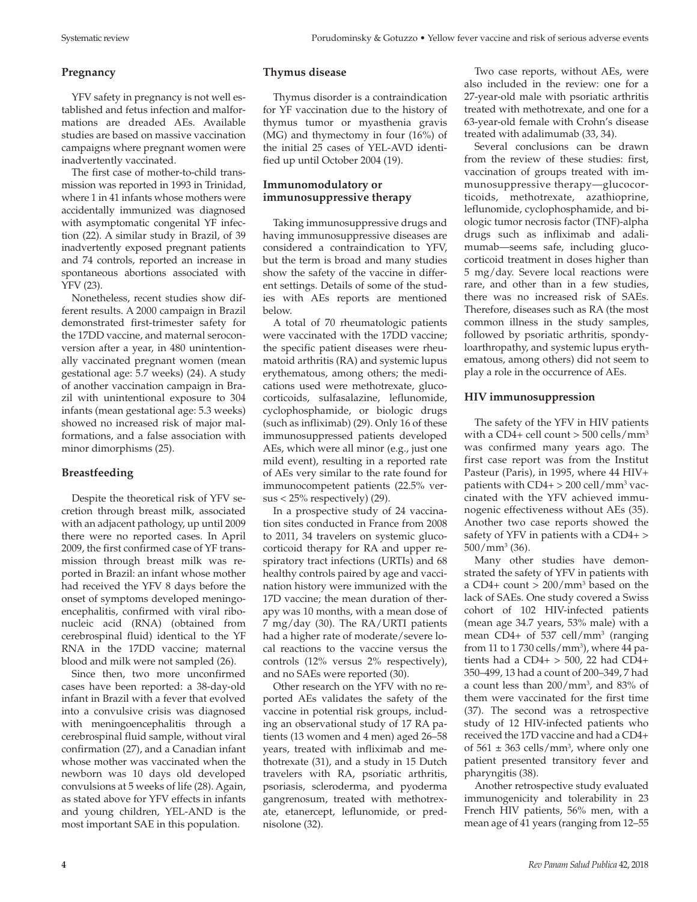## Pregnancy

YFV safety in pregnancy is not well established and fetus infection and malformations are dreaded AEs. Available studies are based on massive vaccination campaigns where pregnant women were inadvertently vaccinated.

The first case of mother-to-child transmission was reported in 1993 in Trinidad, where 1 in 41 infants whose mothers were accidentally immunized was diagnosed with asymptomatic congenital YF infection (22). A similar study in Brazil, of 39 inadvertently exposed pregnant patients and 74 controls, reported an increase in spontaneous abortions associated with YFV (23).

Nonetheless, recent studies show different results. A 2000 campaign in Brazil demonstrated first-trimester safety for the 17DD vaccine, and maternal seroconversion after a year, in 480 unintentionally vaccinated pregnant women (mean gestational age: 5.7 weeks) (24). A study of another vaccination campaign in Brazil with unintentional exposure to 304 infants (mean gestational age: 5.3 weeks) showed no increased risk of major malformations, and a false association with minor dimorphisms (25).

## Breastfeeding

Despite the theoretical risk of YFV secretion through breast milk, associated with an adjacent pathology, up until 2009 there were no reported cases. In April 2009, the first confirmed case of YF transmission through breast milk was reported in Brazil: an infant whose mother had received the YFV 8 days before the onset of symptoms developed meningoencephalitis, confirmed with viral ribonucleic acid (RNA) (obtained from cerebrospinal fluid) identical to the YF RNA in the 17DD vaccine; maternal blood and milk were not sampled (26).

Since then, two more unconfirmed cases have been reported: a 38-day-old infant in Brazil with a fever that evolved into a convulsive crisis was diagnosed with meningoencephalitis through a cerebrospinal fluid sample, without viral confirmation (27), and a Canadian infant whose mother was vaccinated when the newborn was 10 days old developed convulsions at 5 weeks of life (28). Again, as stated above for YFV effects in infants and young children, YEL-AND is the most important SAE in this population.

## Thymus disease

Thymus disorder is a contraindication for YF vaccination due to the history of thymus tumor or myasthenia gravis (MG) and thymectomy in four (16%) of the initial 25 cases of YEL-AVD identified up until October 2004 (19).

## Immunomodulatory or immunosuppressive therapy

Taking immunosuppressive drugs and having immunosuppressive diseases are considered a contraindication to YFV, but the term is broad and many studies show the safety of the vaccine in different settings. Details of some of the studies with AEs reports are mentioned below.

A total of 70 rheumatologic patients were vaccinated with the 17DD vaccine; the specific patient diseases were rheumatoid arthritis (RA) and systemic lupus erythematous, among others; the medications used were methotrexate, glucocorticoids, sulfasalazine, leflunomide, cyclophosphamide, or biologic drugs (such as infliximab) (29). Only 16 of these immunosuppressed patients developed AEs, which were all minor (e.g., just one mild event), resulting in a reported rate of AEs very similar to the rate found for immunocompetent patients (22.5% versus < 25% respectively) (29).

In a prospective study of 24 vaccination sites conducted in France from 2008 to 2011, 34 travelers on systemic glucocorticoid therapy for RA and upper respiratory tract infections (URTIs) and 68 healthy controls paired by age and vaccination history were immunized with the 17D vaccine; the mean duration of therapy was 10 months, with a mean dose of 7 mg/day (30). The RA/URTI patients had a higher rate of moderate/severe local reactions to the vaccine versus the controls (12% versus 2% respectively), and no SAEs were reported (30).

Other research on the YFV with no reported AEs validates the safety of the vaccine in potential risk groups, including an observational study of 17 RA patients (13 women and 4 men) aged 26–58 years, treated with infliximab and methotrexate (31), and a study in 15 Dutch travelers with RA, psoriatic arthritis, psoriasis, scleroderma, and pyoderma gangrenosum, treated with methotrexate, etanercept, leflunomide, or prednisolone (32).

Two case reports, without AEs, were also included in the review: one for a 27-year-old male with psoriatic arthritis treated with methotrexate, and one for a 63-year-old female with Crohn's disease treated with adalimumab (33, 34).

Several conclusions can be drawn from the review of these studies: first, vaccination of groups treated with immunosuppressive therapy—glucocorticoids, methotrexate, azathioprine, leflunomide, cyclophosphamide, and biologic tumor necrosis factor (TNF)-alpha drugs such as infliximab and adalimumab—seems safe, including glucocorticoid treatment in doses higher than 5 mg/day. Severe local reactions were rare, and other than in a few studies, there was no increased risk of SAEs. Therefore, diseases such as RA (the most common illness in the study samples, followed by psoriatic arthritis, spondyloarthropathy, and systemic lupus erythematous, among others) did not seem to play a role in the occurrence of AEs.

## HIV immunosuppression

The safety of the YFV in HIV patients with a CD4+ cell count > 500 cells/mm$^3$ was confirmed many years ago. The first case report was from the Institut Pasteur (Paris), in 1995, where 44 HIV+ patients with CD4+ > 200 cell/mm$^3$ vaccinated with the YFV achieved immunogenic effectiveness without AEs (35). Another two case reports showed the safety of YFV in patients with a CD4+ > 500/mm$^3$ (36).

Many other studies have demonstrated the safety of YFV in patients with a CD4+ count > 200/mm$^3$ based on the lack of SAEs. One study covered a Swiss cohort of 102 HIV-infected patients (mean age 34.7 years, 53% male) with a mean CD4+ of 537 cell/mm$^3$ (ranging from 11 to 1 730 cells/mm$^3$), where 44 patients had a CD4+ > 500, 22 had CD4+ 350–499, 13 had a count of 200–349, 7 had a count less than 200/mm$^3$, and 83% of them were vaccinated for the first time (37). The second was a retrospective study of 12 HIV-infected patients who received the 17D vaccine and had a CD4+ of 561 ± 363 cells/mm$^3$, where only one patient presented transitory fever and pharyngitis (38).

Another retrospective study evaluated immunogenicity and tolerability in 23 French HIV patients, 56% men, with a mean age of 41 years (ranging from 12–55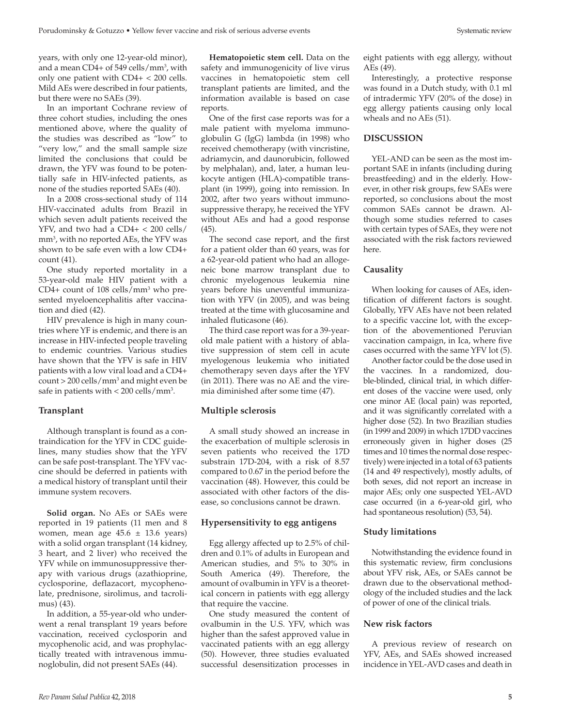years, with only one 12-year-old minor), and a mean CD4+ of 549 cells/mm$^3$, with only one patient with CD4+ < 200 cells. Mild AEs were described in four patients, but there were no SAEs (39).

In an important Cochrane review of three cohort studies, including the ones mentioned above, where the quality of the studies was described as "low" to "very low," and the small sample size limited the conclusions that could be drawn, the YFV was found to be potentially safe in HIV-infected patients, as none of the studies reported SAEs (40).

In a 2008 cross-sectional study of 114 HIV-vaccinated adults from Brazil in which seven adult patients received the YFV, and two had a CD4+ < 200 cells/mm$^3$, with no reported AEs, the YFV was shown to be safe even with a low CD4+ count (41).

One study reported mortality in a 53-year-old male HIV patient with a CD4+ count of 108 cells/mm$^3$ who presented myeloencephalitis after vaccination and died (42).

HIV prevalence is high in many countries where YF is endemic, and there is an increase in HIV-infected people traveling to endemic countries. Various studies have shown that the YFV is safe in HIV patients with a low viral load and a CD4+ count > 200 cells/mm$^3$ and might even be safe in patients with < 200 cells/mm$^3$.

### Transplant

Although transplant is found as a contraindication for the YFV in CDC guidelines, many studies show that the YFV can be safe post-transplant. The YFV vaccine should be deferred in patients with a medical history of transplant until their immune system recovers.

**Solid organ.** No AEs or SAEs were reported in 19 patients (11 men and 8 women, mean age 45.6 ± 13.6 years) with a solid organ transplant (14 kidney, 3 heart, and 2 liver) who received the YFV while on immunosuppressive therapy with various drugs (azathioprine, cyclosporine, deflazacort, mycophenolate, prednisone, sirolimus, and tacrolimus) (43).

In addition, a 55-year-old who underwent a renal transplant 19 years before vaccination, received cyclosporin and mycophenolic acid, and was prophylactically treated with intravenous immunoglobulin, did not present SAEs (44).

**Hematopoietic stem cell.** Data on the safety and immunogenicity of live virus vaccines in hematopoietic stem cell transplant patients are limited, and the information available is based on case reports.

One of the first case reports was for a male patient with myeloma immunoglobulin G (IgG) lambda (in 1998) who received chemotherapy (with vincristine, adriamycin, and daunorubicin, followed by melphalan), and, later, a human leukocyte antigen (HLA)-compatible transplant (in 1999), going into remission. In 2002, after two years without immunosuppressive therapy, he received the YFV without AEs and had a good response (45).

The second case report, and the first for a patient older than 60 years, was for a 62-year-old patient who had an allogeneic bone marrow transplant due to chronic myelogenous leukemia nine years before his uneventful immunization with YFV (in 2005), and was being treated at the time with glucosamine and inhaled fluticasone (46).

The third case report was for a 39-year-old male patient with a history of ablative suppression of stem cell in acute myelogenous leukemia who initiated chemotherapy seven days after the YFV (in 2011). There was no AE and the viremia diminished after some time (47).

### Multiple sclerosis

A small study showed an increase in the exacerbation of multiple sclerosis in seven patients who received the 17D substrain 17D-204, with a risk of 8.57 compared to 0.67 in the period before the vaccination (48). However, this could be associated with other factors of the disease, so conclusions cannot be drawn.

### Hypersensitivity to egg antigens

Egg allergy affected up to 2.5% of children and 0.1% of adults in European and American studies, and 5% to 30% in South America (49). Therefore, the amount of ovalbumin in YFV is a theoretical concern in patients with egg allergy that require the vaccine.

One study measured the content of ovalbumin in the U.S. YFV, which was higher than the safest approved value in vaccinated patients with an egg allergy (50). However, three studies evaluated successful desensitization processes in eight patients with egg allergy, without AEs (49).

Interestingly, a protective response was found in a Dutch study, with 0.1 ml of intradermic YFV (20% of the dose) in egg allergy patients causing only local wheals and no AEs (51).

## DISCUSSION

YEL-AND can be seen as the most important SAE in infants (including during breastfeeding) and in the elderly. However, in other risk groups, few SAEs were reported, so conclusions about the most common SAEs cannot be drawn. Although some studies referred to cases with certain types of SAEs, they were not associated with the risk factors reviewed here.

### Causality

When looking for causes of AEs, identification of different factors is sought. Globally, YFV AEs have not been related to a specific vaccine lot, with the exception of the abovementioned Peruvian vaccination campaign, in Ica, where five cases occurred with the same YFV lot (5).

Another factor could be the dose used in the vaccines. In a randomized, double-blinded, clinical trial, in which different doses of the vaccine were used, only one minor AE (local pain) was reported, and it was significantly correlated with a higher dose (52). In two Brazilian studies (in 1999 and 2009) in which 17DD vaccines erroneously given in higher doses (25 times and 10 times the normal dose respectively) were injected in a total of 63 patients (14 and 49 respectively), mostly adults, of both sexes, did not report an increase in major AEs; only one suspected YEL-AVD case occurred (in a 6-year-old girl, who had spontaneous resolution) (53, 54).

### Study limitations

Notwithstanding the evidence found in this systematic review, firm conclusions about YFV risk, AEs, or SAEs cannot be drawn due to the observational methodology of the included studies and the lack of power of one of the clinical trials.

### New risk factors

A previous review of research on YFV, AEs, and SAEs showed increased incidence in YEL-AVD cases and death in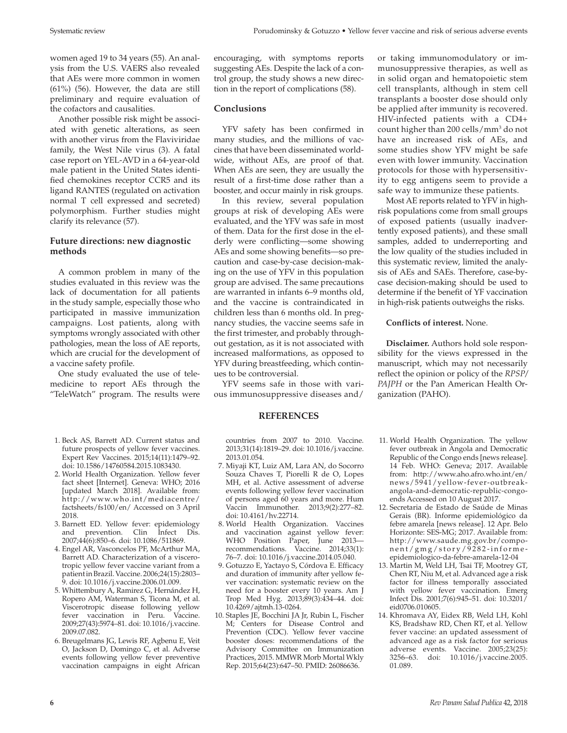women aged 19 to 34 years (55). An analysis from the U.S. VAERS also revealed that AEs were more common in women (61%) (56). However, the data are still preliminary and require evaluation of the cofactors and causalities.

Another possible risk might be associated with genetic alterations, as seen with another virus from the Flaviviridae family, the West Nile virus (3). A fatal case report on YEL-AVD in a 64-year-old male patient in the United States identified chemokines receptor CCR5 and its ligand RANTES (regulated on activation normal T cell expressed and secreted) polymorphism. Further studies might clarify its relevance (57).

## Future directions: new diagnostic methods

A common problem in many of the studies evaluated in this review was the lack of documentation for all patients in the study sample, especially those who participated in massive immunization campaigns. Lost patients, along with symptoms wrongly associated with other pathologies, mean the loss of AE reports, which are crucial for the development of a vaccine safety profile.

One study evaluated the use of telemedicine to report AEs through the "TeleWatch" program. The results were encouraging, with symptoms reports suggesting AEs. Despite the lack of a control group, the study shows a new direction in the report of complications (58).

## Conclusions

YFV safety has been confirmed in many studies, and the millions of vaccines that have been disseminated worldwide, without AEs, are proof of that. When AEs are seen, they are usually the result of a first-time dose rather than a booster, and occur mainly in risk groups.

In this review, several population groups at risk of developing AEs were evaluated, and the YFV was safe in most of them. Data for the first dose in the elderly were conflicting—some showing AEs and some showing benefits—so precaution and case-by-case decision-making on the use of YFV in this population group are advised. The same precautions are warranted in infants 6–9 months old, and the vaccine is contraindicated in children less than 6 months old. In pregnancy studies, the vaccine seems safe in the first trimester, and probably throughout gestation, as it is not associated with increased malformations, as opposed to YFV during breastfeeding, which continues to be controversial.

YFV seems safe in those with various immunosuppressive diseases and/or taking immunomodulatory or immunosuppressive therapies, as well as in solid organ and hematopoietic stem cell transplants, although in stem cell transplants a booster dose should only be applied after immunity is recovered. HIV-infected patients with a CD4+ count higher than 200 cells/mm$^3$ do not have an increased risk of AEs, and some studies show YFV might be safe even with lower immunity. Vaccination protocols for those with hypersensitivity to egg antigens seem to provide a safe way to immunize these patients.

Most AE reports related to YFV in high-risk populations come from small groups of exposed patients (usually inadvertently exposed patients), and these small samples, added to underreporting and the low quality of the studies included in this systematic review, limited the analysis of AEs and SAEs. Therefore, case-by-case decision-making should be used to determine if the benefit of YF vaccination in high-risk patients outweighs the risks.

**Conflicts of interest.** None.

**Disclaimer.** Authors hold sole responsibility for the views expressed in the manuscript, which may not necessarily reflect the opinion or policy of the *RPSP/PAJPH* or the Pan American Health Organization (PAHO).

## REFERENCES

1. Beck AS, Barrett AD. Current status and future prospects of yellow fever vaccines. Expert Rev Vaccines. 2015;14(11):1479–92. doi: 10.1586/14760584.2015.1083430.
2. World Health Organization. Yellow fever fact sheet [Internet]. Geneva: WHO; 2016 [updated March 2018]. Available from: http://www.who.int/mediacentre/factsheets/fs100/en/ Accessed on 3 April 2018.
3. Barnett ED. Yellow fever: epidemiology and prevention. Clin Infect Dis. 2007;44(6):850–6. doi: 10.1086/511869.
4. Engel AR, Vasconcelos PF, McArthur MA, Barrett AD. Characterization of a viscerotropic yellow fever vaccine variant from a patient in Brazil. Vaccine. 2006;24(15):2803–9. doi: 10.1016/j.vaccine.2006.01.009.
5. Whittembury A, Ramirez G, Hernández H, Ropero AM, Waterman S, Ticona M, et al. Viscerotropic disease following yellow fever vaccination in Peru. Vaccine. 2009;27(43):5974–81. doi: 10.1016/j.vaccine.2009.07.082.
6. Breugelmans JG, Lewis RF, Agbenu E, Veit O, Jackson D, Domingo C, et al. Adverse events following yellow fever preventive vaccination campaigns in eight African countries from 2007 to 2010. Vaccine. 2013;31(14):1819–29. doi: 10.1016/j.vaccine.2013.01.054.
7. Miyaji KT, Luiz AM, Lara AN, do Socorro Souza Chaves T, Piorelli R de O, Lopes MH, et al. Active assessment of adverse events following yellow fever vaccination of persons aged 60 years and more. Hum Vaccin Immunother. 2013;9(2):277–82. doi: 10.4161/hv.22714.
8. World Health Organization. Vaccines and vaccination against yellow fever: WHO Position Paper, June 2013—recommendations. Vaccine. 2014;33(1): 76–7. doi: 10.1016/j.vaccine.2014.05.040.
9. Gotuzzo E, Yactayo S, Córdova E. Efficacy and duration of immunity after yellow fever vaccination: systematic review on the need for a booster every 10 years. Am J Trop Med Hyg. 2013;89(3):434–44. doi: 10.4269/ajtmh.13-0264.
10. Staples JE, Bocchini JA Jr, Rubin L, Fischer M; Centers for Disease Control and Prevention (CDC). Yellow fever vaccine booster doses: recommendations of the Advisory Committee on Immunization Practices, 2015. MMWR Morb Mortal Wkly Rep. 2015;64(23):647–50. PMID: 26086636.
11. World Health Organization. The yellow fever outbreak in Angola and Democratic Republic of the Congo ends [news release]. 14 Feb. WHO: Geneva; 2017. Available from: http://www.aho.afro.who.int/en/news/5941/yellow-fever-outbreak-angola-and-democratic-republic-congo-ends Accessed on 10 August 2017.
12. Secretaria de Estado de Saúde de Minas Gerais (BR). Informe epidemiológico da febre amarela [news release]. 12 Apr. Belo Horizonte: SES-MG; 2017. Available from: http://www.saude.mg.gov.br/component/gmg/story/9282-informe-epidemiologico-da-febre-amarela-12-04
13. Martin M, Weld LH, Tsai TF, Mootrey GT, Chen RT, Niu M, et al. Advanced age a risk factor for illness temporally associated with yellow fever vaccination. Emerg Infect Dis. 2001;7(6):945–51. doi: 10.3201/eid0706.010605.
14. Khromava AY, Eidex RB, Weld LH, Kohl KS, Bradshaw RD, Chen RT, et al. Yellow fever vaccine: an updated assessment of advanced age as a risk factor for serious adverse events. Vaccine. 2005;23(25): 3256–63. doi: 10.1016/j.vaccine.2005.01.089.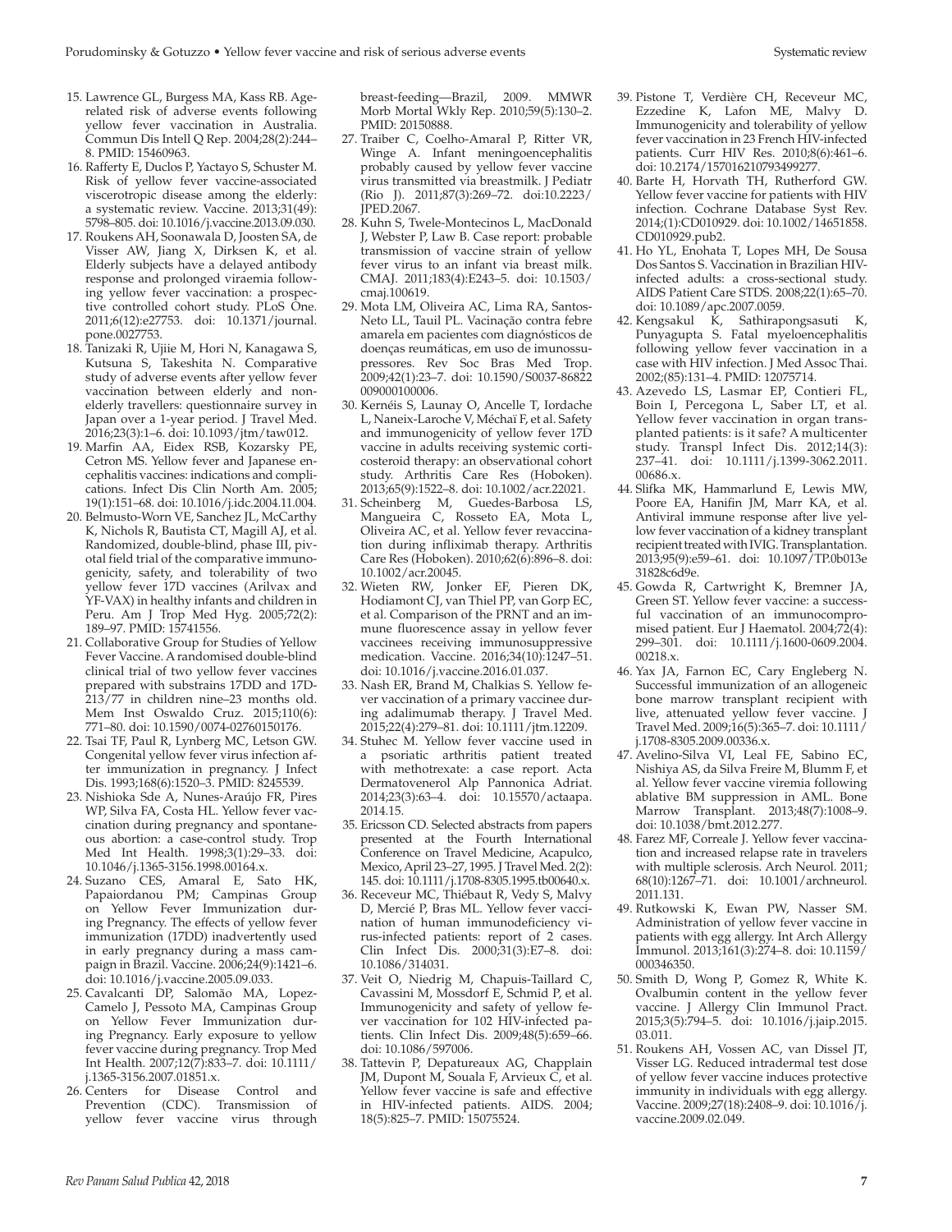15. Lawrence GL, Burgess MA, Kass RB. Age-related risk of adverse events following yellow fever vaccination in Australia. Commun Dis Intell Q Rep. 2004;28(2):244–8. PMID: 15460963.
16. Rafferty E, Duclos P, Yactayo S, Schuster M. Risk of yellow fever vaccine-associated viscerotropic disease among the elderly: a systematic review. Vaccine. 2013;31(49):5798–805. doi: 10.1016/j.vaccine.2013.09.030.
17. Roukens AH, Soonawala D, Joosten SA, de Visser AW, Jiang X, Dirksen K, et al. Elderly subjects have a delayed antibody response and prolonged viraemia following yellow fever vaccination: a prospective controlled cohort study. PLoS One. 2011;6(12):e27753. doi: 10.1371/journal.pone.0027753.
18. Tanizaki R, Ujiie M, Hori N, Kanagawa S, Kutsuna S, Takeshita N. Comparative study of adverse events after yellow fever vaccination between elderly and non-elderly travellers: questionnaire survey in Japan over a 1-year period. J Travel Med. 2016;23(3):1–6. doi: 10.1093/jtm/taw012.
19. Marfin AA, Eidex RSB, Kozarsky PE, Cetron MS. Yellow fever and Japanese encephalitis vaccines: indications and complications. Infect Dis Clin North Am. 2005;19(1):151–68. doi: 10.1016/j.idc.2004.11.004.
20. Belmusto-Worn VE, Sanchez JL, McCarthy K, Nichols R, Bautista CT, Magill AJ, et al. Randomized, double-blind, phase III, pivotal field trial of the comparative immunogenicity, safety, and tolerability of two yellow fever 17D vaccines (Arilvax and YF-VAX) in healthy infants and children in Peru. Am J Trop Med Hyg. 2005;72(2):189–97. PMID: 15741556.
21. Collaborative Group for Studies of Yellow Fever Vaccine. A randomised double-blind clinical trial of two yellow fever vaccines prepared with substrains 17DD and 17D-213/77 in children nine–23 months old. Mem Inst Oswaldo Cruz. 2015;110(6):771–80. doi: 10.1590/0074-02760150176.
22. Tsai TF, Paul R, Lynberg MC, Letson GW. Congenital yellow fever virus infection after immunization in pregnancy. J Infect Dis. 1993;168(6):1520–3. PMID: 8245539.
23. Nishioka Sde A, Nunes-Araújo FR, Pires WP, Silva FA, Costa HL. Yellow fever vaccination during pregnancy and spontaneous abortion: a case-control study. Trop Med Int Health. 1998;3(1):29–33. doi: 10.1046/j.1365-3156.1998.00164.x.
24. Suzano CES, Amaral E, Sato HK, Papaiordanou PM; Campinas Group on Yellow Fever Immunization during Pregnancy. The effects of yellow fever immunization (17DD) inadvertently used in early pregnancy during a mass campaign in Brazil. Vaccine. 2006;24(9):1421–6. doi: 10.1016/j.vaccine.2005.09.033.
25. Cavalcanti DP, Salomão MA, Lopez-Camelo J, Pessoto MA, Campinas Group on Yellow Fever Immunization during Pregnancy. Early exposure to yellow fever vaccine during pregnancy. Trop Med Int Health. 2007;12(7):833–7. doi: 10.1111/j.1365-3156.2007.01851.x.
26. Centers for Disease Control and Prevention (CDC). Transmission of yellow fever vaccine virus through breast-feeding—Brazil, 2009. MMWR Morb Mortal Wkly Rep. 2010;59(5):130–2. PMID: 20150888.
27. Traiber C, Coelho-Amaral P, Ritter VR, Winge A. Infant meningoencephalitis probably caused by yellow fever vaccine virus transmitted via breastmilk. J Pediatr (Rio J). 2011;87(3):269–72. doi:10.2223/JPED.2067.
28. Kuhn S, Twele-Montecinos L, MacDonald J, Webster P, Law B. Case report: probable transmission of vaccine strain of yellow fever virus to an infant via breast milk. CMAJ. 2011;183(4):E243–5. doi: 10.1503/cmaj.100619.
29. Mota LM, Oliveira AC, Lima RA, Santos-Neto LL, Tauil PL. Vacinação contra febre amarela em pacientes com diagnósticos de doenças reumáticas, em uso de imunossupressores. Rev Soc Bras Med Trop. 2009;42(1):23–7. doi: 10.1590/S0037-86822009000100006.
30. Kernéis S, Launay O, Ancelle T, Iordache L, Naneix-Laroche V, Méchaï F, et al. Safety and immunogenicity of yellow fever 17D vaccine in adults receiving systemic corticosteroid therapy: an observational cohort study. Arthritis Care Res (Hoboken). 2013;65(9):1522–8. doi: 10.1002/acr.22021.
31. Scheinberg M, Guedes-Barbosa LS, Mangueira C, Rosseto EA, Mota L, Oliveira AC, et al. Yellow fever revaccination during infliximab therapy. Arthritis Care Res (Hoboken). 2010;62(6):896–8. doi: 10.1002/acr.20045.
32. Wieten RW, Jonker EF, Pieren DK, Hodiamont CJ, van Thiel PP, van Gorp EC, et al. Comparison of the PRNT and an immune fluorescence assay in yellow fever vaccinees receiving immunosuppressive medication. Vaccine. 2016;34(10):1247–51. doi: 10.1016/j.vaccine.2016.01.037.
33. Nash ER, Brand M, Chalkias S. Yellow fever vaccination of a primary vaccinee during adalimumab therapy. J Travel Med. 2015;22(4):279–81. doi: 10.1111/jtm.12209.
34. Stuhec M. Yellow fever vaccine used in a psoriatic arthritis patient treated with methotrexate: a case report. Acta Dermatovenerol Alp Pannonica Adriat. 2014;23(3):63–4. doi: 10.15570/actaapa.2014.15.
35. Ericsson CD. Selected abstracts from papers presented at the Fourth International Conference on Travel Medicine, Acapulco, Mexico, April 23–27, 1995. J Travel Med. 2(2):145. doi: 10.1111/j.1708-8305.1995.tb00640.x.
36. Receveur MC, Thiébaut R, Vedy S, Malvy D, Mercié P, Bras ML. Yellow fever vaccination of human immunodeficiency virus-infected patients: report of 2 cases. Clin Infect Dis. 2000;31(3):E7–8. doi: 10.1086/314031.
37. Veit O, Niedrig M, Chapuis-Taillard C, Cavassini M, Mossdorf E, Schmid P, et al. Immunogenicity and safety of yellow fever vaccination for 102 HIV-infected patients. Clin Infect Dis. 2009;48(5):659–66. doi: 10.1086/597006.
38. Tattevin P, Depatureaux AG, Chapplain JM, Dupont M, Souala F, Arvieux C, et al. Yellow fever vaccine is safe and effective in HIV-infected patients. AIDS. 2004;18(5):825–7. PMID: 15075524.
39. Pistone T, Verdière CH, Receveur MC, Ezzedine K, Lafon ME, Malvy D. Immunogenicity and tolerability of yellow fever vaccination in 23 French HIV-infected patients. Curr HIV Res. 2010;8(6):461–6. doi: 10.2174/157016210793499277.
40. Barte H, Horvath TH, Rutherford GW. Yellow fever vaccine for patients with HIV infection. Cochrane Database Syst Rev. 2014;(1):CD010929. doi: 10.1002/14651858.CD010929.pub2.
41. Ho YL, Enohata T, Lopes MH, De Sousa Dos Santos S. Vaccination in Brazilian HIV-infected adults: a cross-sectional study. AIDS Patient Care STDS. 2008;22(1):65–70. doi: 10.1089/apc.2007.0059.
42. Kengsakul K, Sathirapongsasuti K, Punyagupta S. Fatal myeloencephalitis following yellow fever vaccination in a case with HIV infection. J Med Assoc Thai. 2002;(85):131–4. PMID: 12075714.
43. Azevedo LS, Lasmar EP, Contieri FL, Boin I, Percegona L, Saber LT, et al. Yellow fever vaccination in organ transplanted patients: is it safe? A multicenter study. Transpl Infect Dis. 2012;14(3):237–41. doi: 10.1111/j.1399-3062.2011.00686.x.
44. Slifka MK, Hammarlund E, Lewis MW, Poore EA, Hanifin JM, Marr KA, et al. Antiviral immune response after live yellow fever vaccination of a kidney transplant recipient treated with IVIG. Transplantation. 2013;95(9):e59–61. doi: 10.1097/TP.0b013e31828c6d9e.
45. Gowda R, Cartwright K, Bremner JA, Green ST. Yellow fever vaccine: a successful vaccination of an immunocompromised patient. Eur J Haematol. 2004;72(4):299–301. doi: 10.1111/j.1600-0609.2004.00218.x.
46. Yax JA, Farnon EC, Cary Engleberg N. Successful immunization of an allogeneic bone marrow transplant recipient with live, attenuated yellow fever vaccine. J Travel Med. 2009;16(5):365–7. doi: 10.1111/j.1708-8305.2009.00336.x.
47. Avelino-Silva VI, Leal FE, Sabino EC, Nishiya AS, da Silva Freire M, Blumm F, et al. Yellow fever vaccine viremia following ablative BM suppression in AML. Bone Marrow Transplant. 2013;48(7):1008–9. doi: 10.1038/bmt.2012.277.
48. Farez MF, Correale J. Yellow fever vaccination and increased relapse rate in travelers with multiple sclerosis. Arch Neurol. 2011;68(10):1267–71. doi: 10.1001/archneurol.2011.131.
49. Rutkowski K, Ewan PW, Nasser SM. Administration of yellow fever vaccine in patients with egg allergy. Int Arch Allergy Immunol. 2013;161(3):274–8. doi: 10.1159/000346350.
50. Smith D, Wong P, Gomez R, White K. Ovalbumin content in the yellow fever vaccine. J Allergy Clin Immunol Pract. 2015;3(5):794–5. doi: 10.1016/j.jaip.2015.03.011.
51. Roukens AH, Vossen AC, van Dissel JT, Visser LG. Reduced intradermal test dose of yellow fever vaccine induces protective immunity in individuals with egg allergy. Vaccine. 2009;27(18):2408–9. doi: 10.1016/j.vaccine.2009.02.049.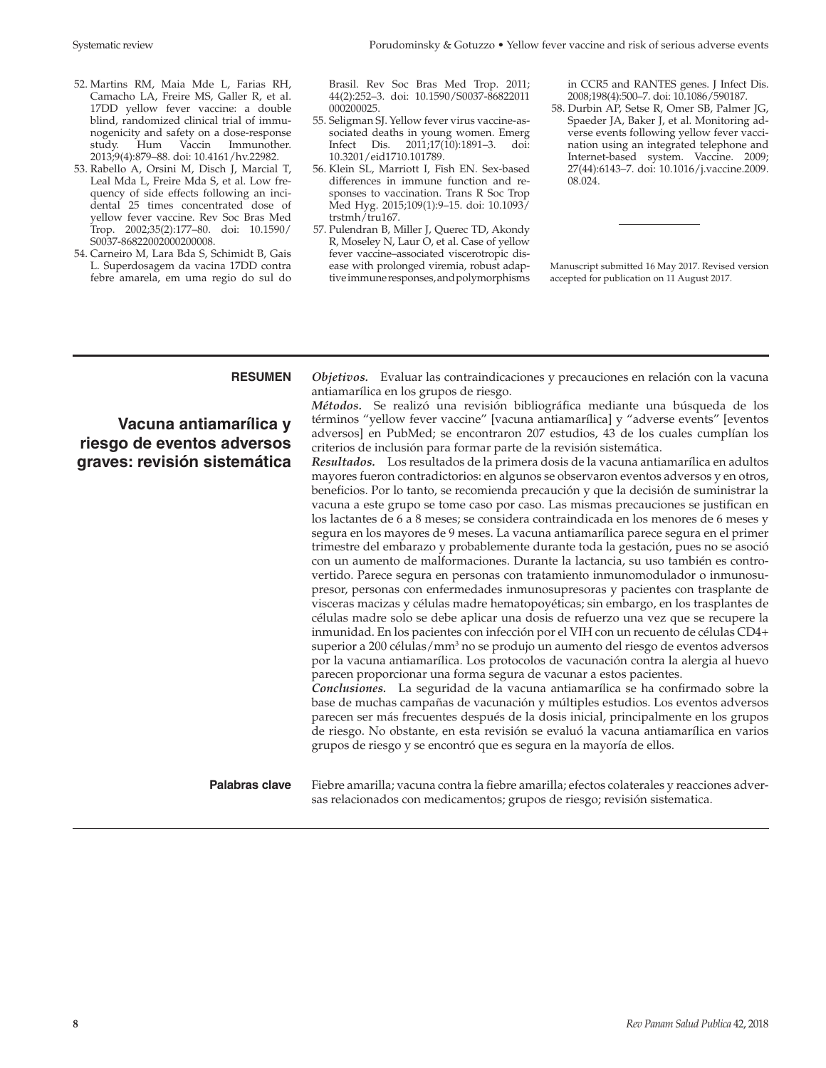52. Martins RM, Maia Mde L, Farias RH, Camacho LA, Freire MS, Galler R, et al. 17DD yellow fever vaccine: a double blind, randomized clinical trial of immunogenicity and safety on a dose-response study. Hum Vaccin Immunother. 2013;9(4):879–88. doi: 10.4161/hv.22982.
53. Rabello A, Orsini M, Disch J, Marcial T, Leal Mda L, Freire Mda S, et al. Low frequency of side effects following an incidental 25 times concentrated dose of yellow fever vaccine. Rev Soc Bras Med Trop. 2002;35(2):177–80. doi: 10.1590/S0037-86822002000200008.
54. Carneiro M, Lara Bda S, Schimidt B, Gais L. Superdosagem da vacina 17DD contra febre amarela, em uma regio do sul do Brasil. Rev Soc Bras Med Trop. 2011; 44(2):252–3. doi: 10.1590/S0037-86822011000200025.
55. Seligman SJ. Yellow fever virus vaccine-associated deaths in young women. Emerg Infect Dis. 2011;17(10):1891–3. doi: 10.3201/eid1710.101789.
56. Klein SL, Marriott I, Fish EN. Sex-based differences in immune function and responses to vaccination. Trans R Soc Trop Med Hyg. 2015;109(1):9–15. doi: 10.1093/trstmh/tru167.
57. Pulendran B, Miller J, Querec TD, Akondy R, Moseley N, Laur O, et al. Case of yellow fever vaccine–associated viscerotropic disease with prolonged viremia, robust adaptive immune responses, and polymorphisms in CCR5 and RANTES genes. J Infect Dis. 2008;198(4):500–7. doi: 10.1086/590187.
58. Durbin AP, Setse R, Omer SB, Palmer JG, Spaeder JA, Baker J, et al. Monitoring adverse events following yellow fever vaccination using an integrated telephone and Internet-based system. Vaccine. 2009; 27(44):6143–7. doi: 10.1016/j.vaccine.2009.08.024.

Manuscript submitted 16 May 2017. Revised version accepted for publication on 11 August 2017.

---

**RESUMEN**

## Vacuna antiamarílica y riesgo de eventos adversos graves: revisión sistemática

***Objetivos.*** Evaluar las contraindicaciones y precauciones en relación con la vacuna antiamarílica en los grupos de riesgo.

***Métodos.*** Se realizó una revisión bibliográfica mediante una búsqueda de los términos "yellow fever vaccine" [vacuna antiamarílica] y "adverse events" [eventos adversos] en PubMed; se encontraron 207 estudios, 43 de los cuales cumplían los criterios de inclusión para formar parte de la revisión sistemática.

***Resultados.*** Los resultados de la primera dosis de la vacuna antiamarílica en adultos mayores fueron contradictorios: en algunos se observaron eventos adversos y en otros, beneficios. Por lo tanto, se recomienda precaución y que la decisión de suministrar la vacuna a este grupo se tome caso por caso. Las mismas precauciones se justifican en los lactantes de 6 a 8 meses; se considera contraindicada en los menores de 6 meses y segura en los mayores de 9 meses. La vacuna antiamarílica parece segura en el primer trimestre del embarazo y probablemente durante toda la gestación, pues no se asoció con un aumento de malformaciones. Durante la lactancia, su uso también es controvertido. Parece segura en personas con tratamiento inmunomodulador o inmunosupresor, personas con enfermedades inmunosupresoras y pacientes con trasplante de vísceras macizas y células madre hematopoyéticas; sin embargo, en los trasplantes de células madre solo se debe aplicar una dosis de refuerzo una vez que se recupere la inmunidad. En los pacientes con infección por el VIH con un recuento de células CD4+ superior a 200 células/mm$^3$ no se produjo un aumento del riesgo de eventos adversos por la vacuna antiamarílica. Los protocolos de vacunación contra la alergia al huevo parecen proporcionar una forma segura de vacunar a estos pacientes.

***Conclusiones.*** La seguridad de la vacuna antiamarílica se ha confirmado sobre la base de muchas campañas de vacunación y múltiples estudios. Los eventos adversos parecen ser más frecuentes después de la dosis inicial, principalmente en los grupos de riesgo. No obstante, en esta revisión se evaluó la vacuna antiamarílica en varios grupos de riesgo y se encontró que es segura en la mayoría de ellos.

**Palabras clave** Fiebre amarilla; vacuna contra la fiebre amarilla; efectos colaterales y reacciones adversas relacionados con medicamentos; grupos de riesgo; revisión sistematica.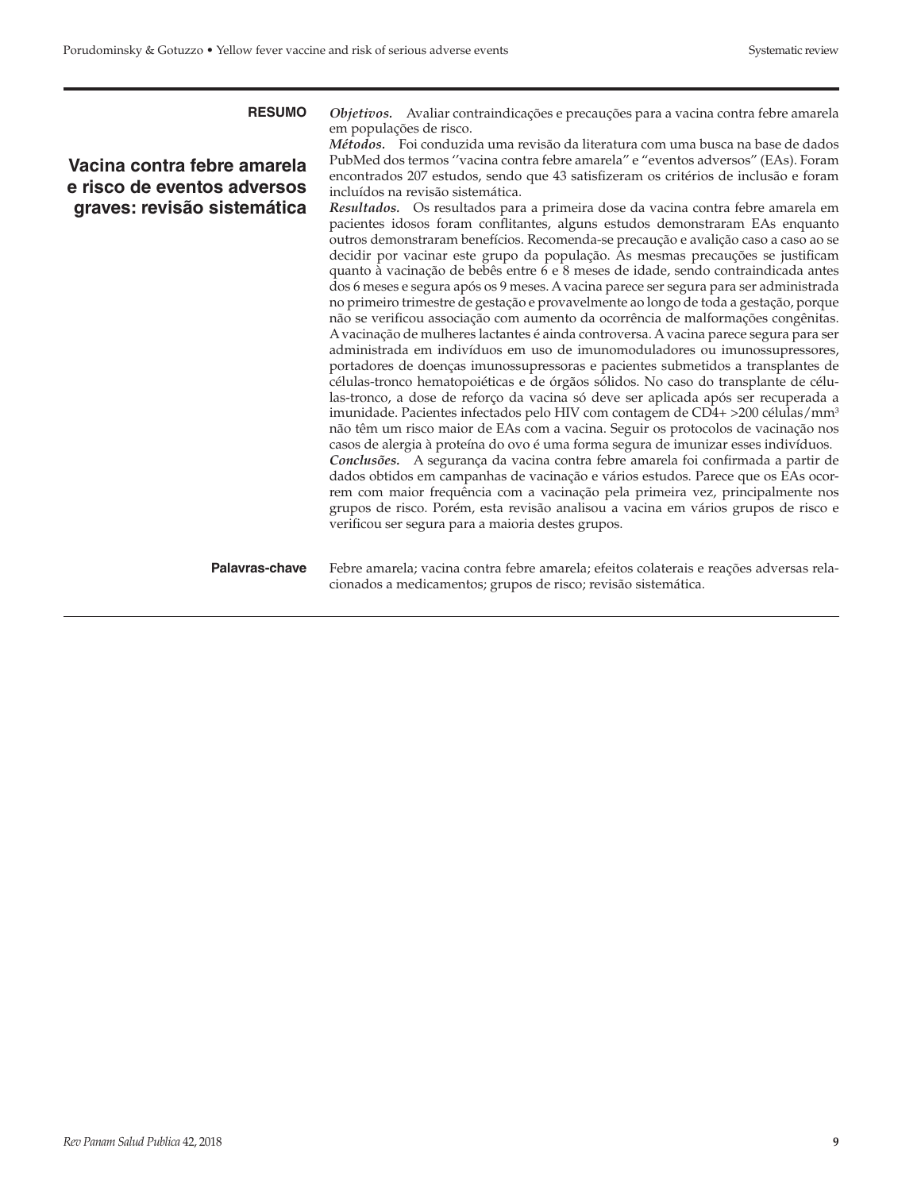## RESUMO

# Vacina contra febre amarela e risco de eventos adversos graves: revisão sistemática

***Objetivos.*** Avaliar contraindicações e precauções para a vacina contra febre amarela em populações de risco.

***Métodos.*** Foi conduzida uma revisão da literatura com uma busca na base de dados PubMed dos termos ''vacina contra febre amarela'' e ''eventos adversos'' (EAs). Foram encontrados 207 estudos, sendo que 43 satisfizeram os critérios de inclusão e foram incluídos na revisão sistemática.

***Resultados.*** Os resultados para a primeira dose da vacina contra febre amarela em pacientes idosos foram conflitantes, alguns estudos demonstraram EAs enquanto outros demonstraram benefícios. Recomenda-se precaução e avalição caso a caso ao se decidir por vacinar este grupo da população. As mesmas precauções se justificam quanto à vacinação de bebês entre 6 e 8 meses de idade, sendo contraindicada antes dos 6 meses e segura após os 9 meses. A vacina parece ser segura para ser administrada no primeiro trimestre de gestação e provavelmente ao longo de toda a gestação, porque não se verificou associação com aumento da ocorrência de malformações congênitas. A vacinação de mulheres lactantes é ainda controversa. A vacina parece segura para ser administrada em indivíduos em uso de imunomoduladores ou imunossupressores, portadores de doenças imunossupressoras e pacientes submetidos a transplantes de células-tronco hematopoiéticas e de órgãos sólidos. No caso do transplante de células-tronco, a dose de reforço da vacina só deve ser aplicada após ser recuperada a imunidade. Pacientes infectados pelo HIV com contagem de CD4+ >200 células/$mm^3$ não têm um risco maior de EAs com a vacina. Seguir os protocolos de vacinação nos casos de alergia à proteína do ovo é uma forma segura de imunizar esses indivíduos.

***Conclusões.*** A segurança da vacina contra febre amarela foi confirmada a partir de dados obtidos em campanhas de vacinação e vários estudos. Parece que os EAs ocorrem com maior frequência com a vacinação pela primeira vez, principalmente nos grupos de risco. Porém, esta revisão analisou a vacina em vários grupos de risco e verificou ser segura para a maioria destes grupos.

**Palavras-chave** Febre amarela; vacina contra febre amarela; efeitos colaterais e reações adversas relacionados a medicamentos; grupos de risco; revisão sistemática.